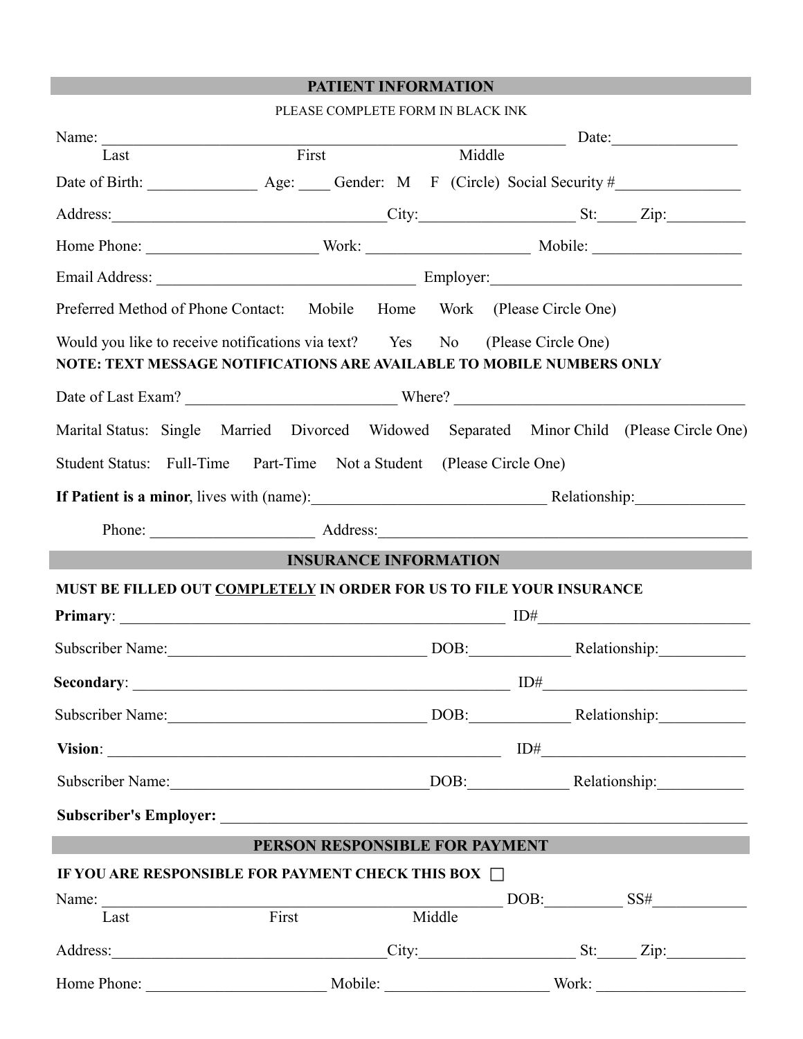## PATIENT INFORMATION

PLEASE COMPLETE FORM IN BLACK INK

Name: ____________________________________________________________ Date:________________
Last First Middle

Date of Birth: _____________ Age: ____ Gender: M F (Circle) Social Security #________________

Address:___________________________________City:___________________ St:_____ Zip:__________

Home Phone: _____________________ Work: ____________________ Mobile: __________________

Email Address: _________________________________ Employer:_______________________________

Preferred Method of Phone Contact: Mobile Home Work (Please Circle One)

Would you like to receive notifications via text? Yes No (Please Circle One)

**NOTE: TEXT MESSAGE NOTIFICATIONS ARE AVAILABLE TO MOBILE NUMBERS ONLY**

Date of Last Exam? ___________________________ Where? ___________________________________

Marital Status: Single Married Divorced Widowed Separated Minor Child (Please Circle One)

Student Status: Full-Time Part-Time Not a Student (Please Circle One)

**If Patient is a minor**, lives with (name):______________________________ Relationship:______________

Phone: ____________________ Address:_____________________________________________

## INSURANCE INFORMATION

**MUST BE FILLED OUT COMPLETELY IN ORDER FOR US TO FILE YOUR INSURANCE**

**Primary**: _________________________________________________ ID#__________________________

Subscriber Name:_________________________________ DOB:____________ Relationship:___________

**Secondary**: _______________________________________________ ID#_________________________

Subscriber Name:_________________________________ DOB:____________ Relationship:___________

**Vision**: __________________________________________________ ID#_________________________

Subscriber Name:_________________________________DOB:____________ Relationship:___________

**Subscriber's Employer:** ___________________________________________________________________

## PERSON RESPONSIBLE FOR PAYMENT

**IF YOU ARE RESPONSIBLE FOR PAYMENT CHECK THIS BOX** ☐

Name: ____________________________________________________ DOB:__________ SS#____________
Last First Middle

Address:___________________________________City:___________________ St:_____ Zip:__________

Home Phone: _______________________ Mobile: _____________________ Work: ___________________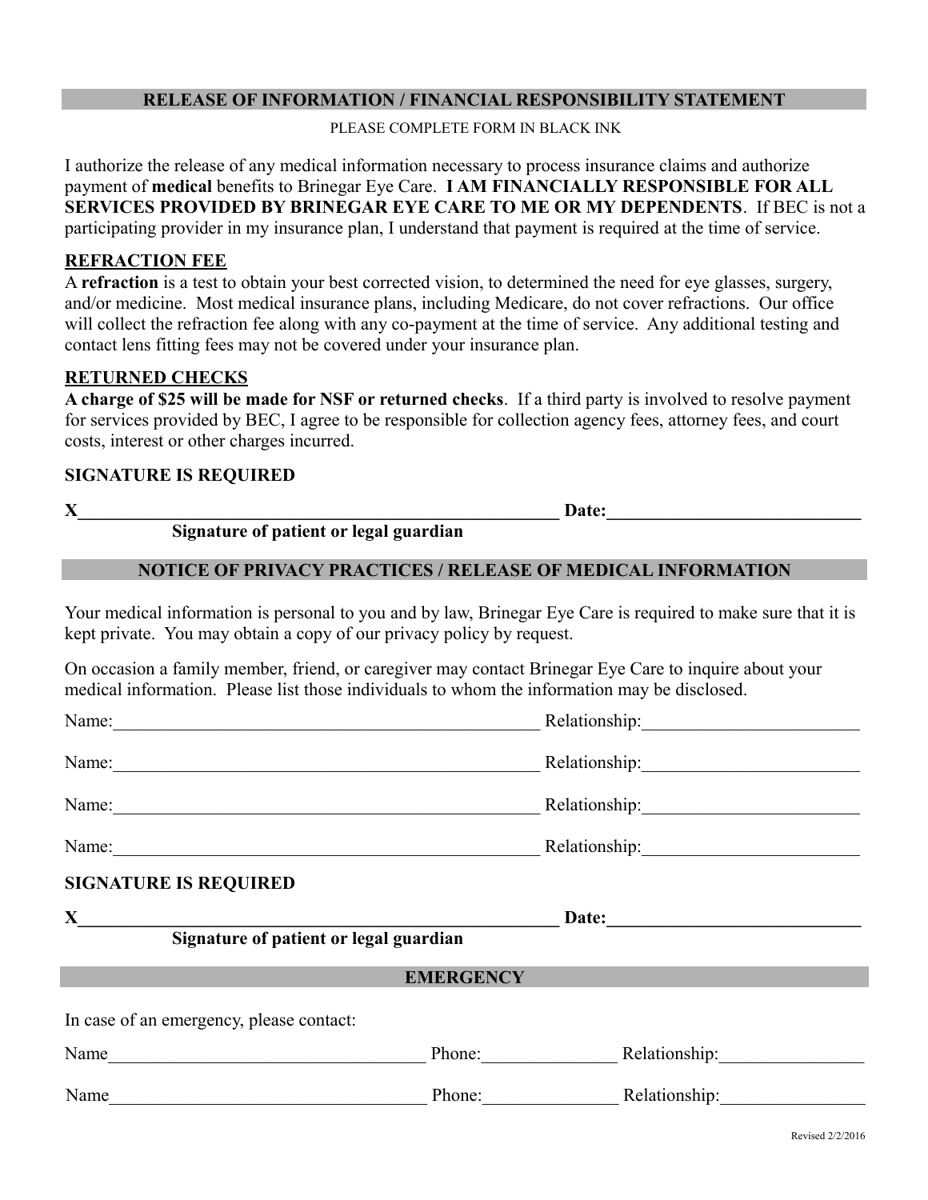## RELEASE OF INFORMATION / FINANCIAL RESPONSIBILITY STATEMENT

PLEASE COMPLETE FORM IN BLACK INK

I authorize the release of any medical information necessary to process insurance claims and authorize payment of **medical** benefits to Brinegar Eye Care. **I AM FINANCIALLY RESPONSIBLE FOR ALL SERVICES PROVIDED BY BRINEGAR EYE CARE TO ME OR MY DEPENDENTS**. If BEC is not a participating provider in my insurance plan, I understand that payment is required at the time of service.

**REFRACTION FEE**

A **refraction** is a test to obtain your best corrected vision, to determined the need for eye glasses, surgery, and/or medicine. Most medical insurance plans, including Medicare, do not cover refractions. Our office will collect the refraction fee along with any co-payment at the time of service. Any additional testing and contact lens fitting fees may not be covered under your insurance plan.

**RETURNED CHECKS**

**A charge of $25 will be made for NSF or returned checks**. If a third party is involved to resolve payment for services provided by BEC, I agree to be responsible for collection agency fees, attorney fees, and court costs, interest or other charges incurred.

**SIGNATURE IS REQUIRED**

**X\_\_\_\_\_\_\_\_\_\_\_\_\_\_\_\_\_\_\_\_\_\_\_\_\_\_\_\_\_\_\_\_\_\_\_\_\_\_\_\_ Date:\_\_\_\_\_\_\_\_\_\_\_\_\_\_\_\_\_\_\_\_\_\_**

**Signature of patient or legal guardian**

## NOTICE OF PRIVACY PRACTICES / RELEASE OF MEDICAL INFORMATION

Your medical information is personal to you and by law, Brinegar Eye Care is required to make sure that it is kept private. You may obtain a copy of our privacy policy by request.

On occasion a family member, friend, or caregiver may contact Brinegar Eye Care to inquire about your medical information. Please list those individuals to whom the information may be disclosed.

Name:\_\_\_\_\_\_\_\_\_\_\_\_\_\_\_\_\_\_\_\_\_\_\_\_\_\_\_\_\_\_\_\_\_\_\_\_ Relationship:\_\_\_\_\_\_\_\_\_\_\_\_\_\_\_\_\_\_

Name:\_\_\_\_\_\_\_\_\_\_\_\_\_\_\_\_\_\_\_\_\_\_\_\_\_\_\_\_\_\_\_\_\_\_\_\_ Relationship:\_\_\_\_\_\_\_\_\_\_\_\_\_\_\_\_\_\_

Name:\_\_\_\_\_\_\_\_\_\_\_\_\_\_\_\_\_\_\_\_\_\_\_\_\_\_\_\_\_\_\_\_\_\_\_\_ Relationship:\_\_\_\_\_\_\_\_\_\_\_\_\_\_\_\_\_\_

Name:\_\_\_\_\_\_\_\_\_\_\_\_\_\_\_\_\_\_\_\_\_\_\_\_\_\_\_\_\_\_\_\_\_\_\_\_ Relationship:\_\_\_\_\_\_\_\_\_\_\_\_\_\_\_\_\_\_

**SIGNATURE IS REQUIRED**

**X\_\_\_\_\_\_\_\_\_\_\_\_\_\_\_\_\_\_\_\_\_\_\_\_\_\_\_\_\_\_\_\_\_\_\_\_\_\_\_\_ Date:\_\_\_\_\_\_\_\_\_\_\_\_\_\_\_\_\_\_\_\_\_\_**

**Signature of patient or legal guardian**

## EMERGENCY

In case of an emergency, please contact:

Name\_\_\_\_\_\_\_\_\_\_\_\_\_\_\_\_\_\_\_\_\_\_\_\_\_\_\_\_ Phone:\_\_\_\_\_\_\_\_\_\_\_ Relationship:\_\_\_\_\_\_\_\_\_\_\_\_

Name\_\_\_\_\_\_\_\_\_\_\_\_\_\_\_\_\_\_\_\_\_\_\_\_\_\_\_\_ Phone:\_\_\_\_\_\_\_\_\_\_\_ Relationship:\_\_\_\_\_\_\_\_\_\_\_\_

Revised 2/2/2016